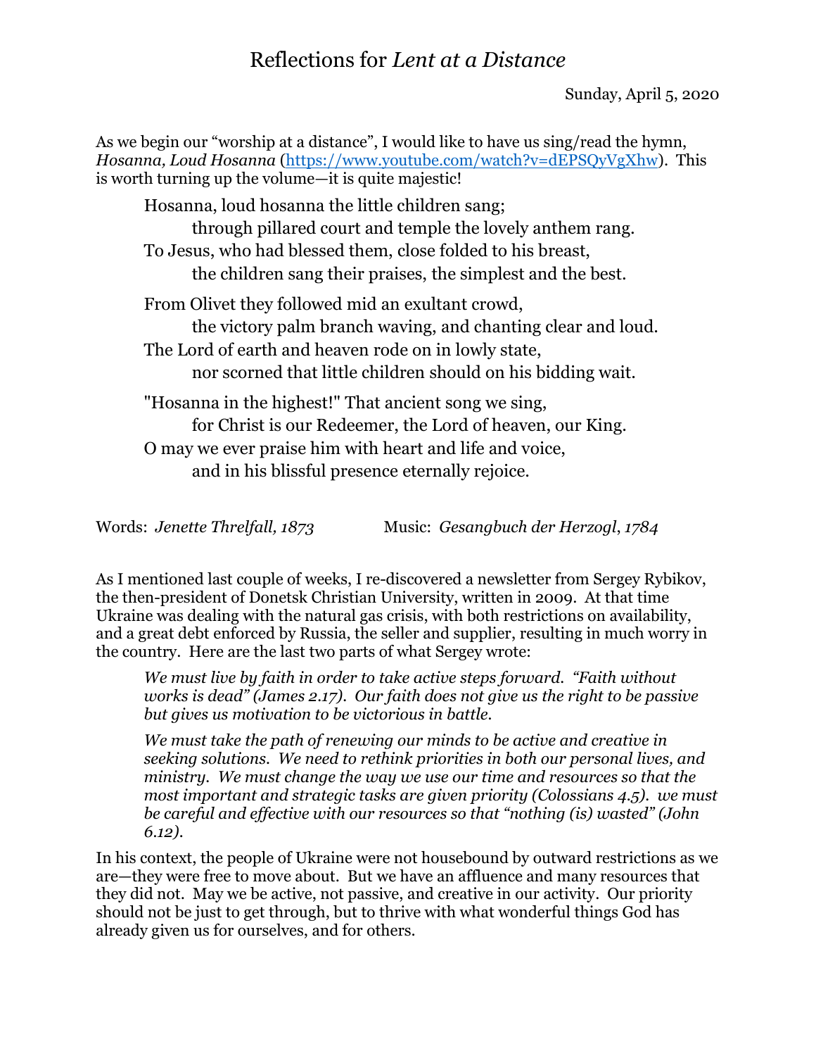# Reflections for *Lent at a Distance*

Sunday, April 5, 2020

As we begin our "worship at a distance", I would like to have us sing/read the hymn, *Hosanna, Loud Hosanna* (https://www.youtube.com/watch?v=dEPSQyVgXhw). This is worth turning up the volume—it is quite majestic!

> Hosanna, loud hosanna the little children sang;
> through pillared court and temple the lovely anthem rang.
> To Jesus, who had blessed them, close folded to his breast,
> the children sang their praises, the simplest and the best.
>
> From Olivet they followed mid an exultant crowd,
> the victory palm branch waving, and chanting clear and loud.
> The Lord of earth and heaven rode on in lowly state,
> nor scorned that little children should on his bidding wait.
>
> "Hosanna in the highest!" That ancient song we sing,
> for Christ is our Redeemer, the Lord of heaven, our King.
> O may we ever praise him with heart and life and voice,
> and in his blissful presence eternally rejoice.

Words: *Jenette Threlfall, 1873* Music: *Gesangbuch der Herzogl*, *1784*

As I mentioned last couple of weeks, I re-discovered a newsletter from Sergey Rybikov, the then-president of Donetsk Christian University, written in 2009. At that time Ukraine was dealing with the natural gas crisis, with both restrictions on availability, and a great debt enforced by Russia, the seller and supplier, resulting in much worry in the country. Here are the last two parts of what Sergey wrote:

> *We must live by faith in order to take active steps forward. "Faith without works is dead" (James 2.17). Our faith does not give us the right to be passive but gives us motivation to be victorious in battle.*
>
> *We must take the path of renewing our minds to be active and creative in seeking solutions. We need to rethink priorities in both our personal lives, and ministry. We must change the way we use our time and resources so that the most important and strategic tasks are given priority (Colossians 4.5). we must be careful and effective with our resources so that "nothing (is) wasted" (John 6.12).*

In his context, the people of Ukraine were not housebound by outward restrictions as we are—they were free to move about. But we have an affluence and many resources that they did not. May we be active, not passive, and creative in our activity. Our priority should not be just to get through, but to thrive with what wonderful things God has already given us for ourselves, and for others.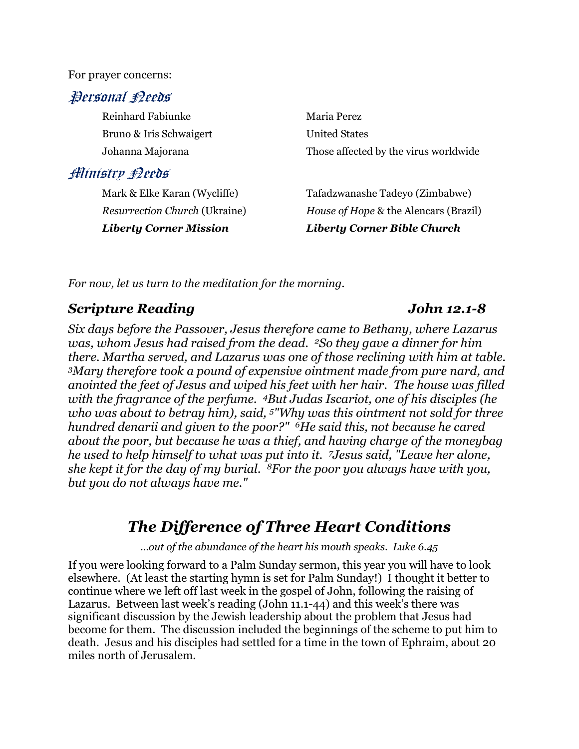For prayer concerns:

## *Personal Needs*

| | |
|---|---|
| Reinhard Fabiunke | Maria Perez |
| Bruno & Iris Schwaigert | United States |
| Johanna Majorana | Those affected by the virus worldwide |

## *Ministry Needs*

| | |
|---|---|
| Mark & Elke Karan (Wycliffe) | Tafadzwanashe Tadeyo (Zimbabwe) |
| *Resurrection Church* (Ukraine) | *House of Hope* & the Alencars (Brazil) |
| ***Liberty Corner Mission*** | ***Liberty Corner Bible Church*** |

*For now, let us turn to the meditation for the morning.*

### *Scripture Reading — John 12.1-8*

*Six days before the Passover, Jesus therefore came to Bethany, where Lazarus was, whom Jesus had raised from the dead. [2]So they gave a dinner for him there. Martha served, and Lazarus was one of those reclining with him at table. [3]Mary therefore took a pound of expensive ointment made from pure nard, and anointed the feet of Jesus and wiped his feet with her hair. The house was filled with the fragrance of the perfume. [4]But Judas Iscariot, one of his disciples (he who was about to betray him), said, [5]"Why was this ointment not sold for three hundred denarii and given to the poor?" [6]He said this, not because he cared about the poor, but because he was a thief, and having charge of the moneybag he used to help himself to what was put into it. [7]Jesus said, "Leave her alone, she kept it for the day of my burial. [8]For the poor you always have with you, but you do not always have me."*

## *The Difference of Three Heart Conditions*

*…out of the abundance of the heart his mouth speaks. Luke 6.45*

If you were looking forward to a Palm Sunday sermon, this year you will have to look elsewhere. (At least the starting hymn is set for Palm Sunday!) I thought it better to continue where we left off last week in the gospel of John, following the raising of Lazarus. Between last week's reading (John 11.1-44) and this week's there was significant discussion by the Jewish leadership about the problem that Jesus had become for them. The discussion included the beginnings of the scheme to put him to death. Jesus and his disciples had settled for a time in the town of Ephraim, about 20 miles north of Jerusalem.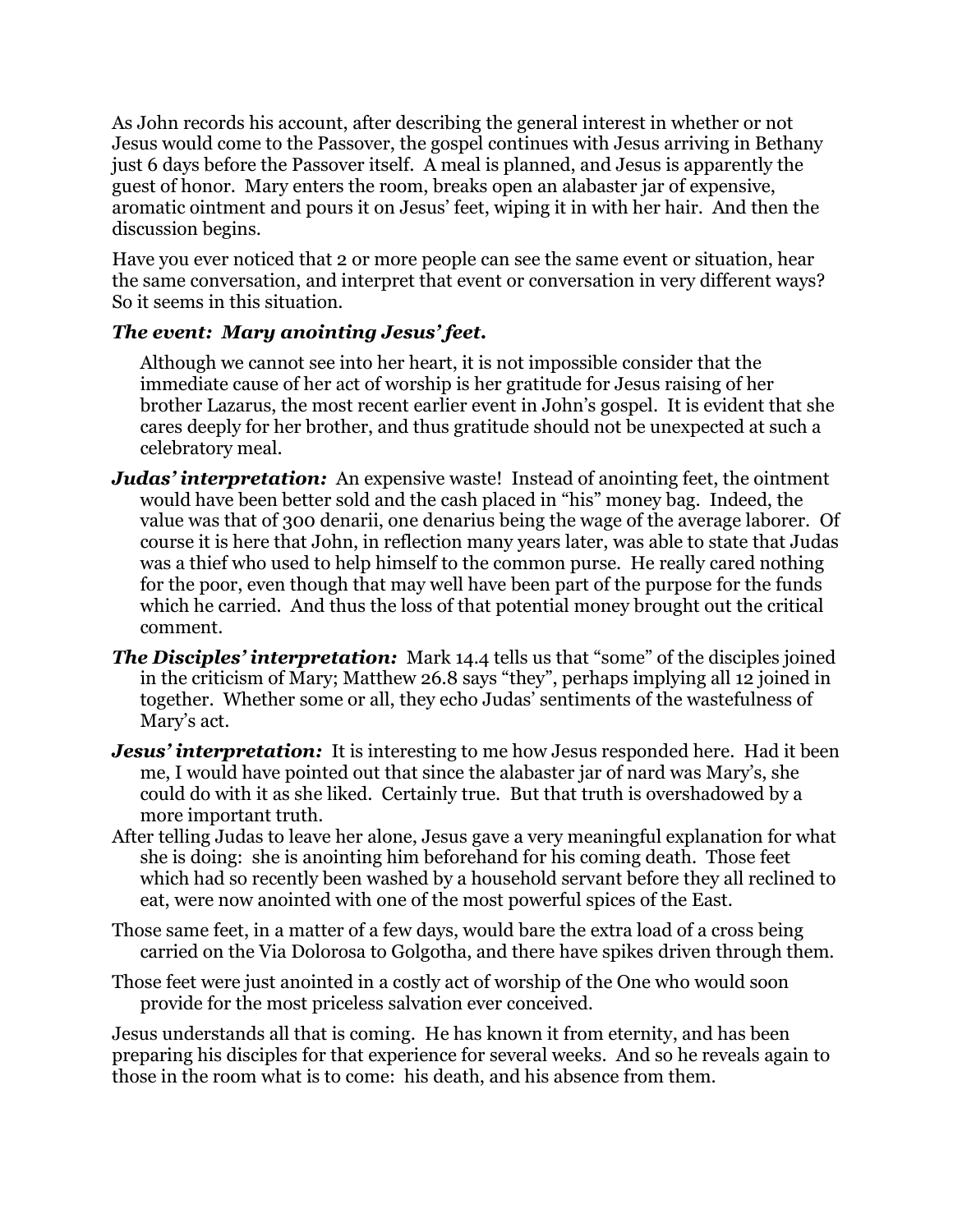As John records his account, after describing the general interest in whether or not Jesus would come to the Passover, the gospel continues with Jesus arriving in Bethany just 6 days before the Passover itself. A meal is planned, and Jesus is apparently the guest of honor. Mary enters the room, breaks open an alabaster jar of expensive, aromatic ointment and pours it on Jesus' feet, wiping it in with her hair. And then the discussion begins.

Have you ever noticed that 2 or more people can see the same event or situation, hear the same conversation, and interpret that event or conversation in very different ways? So it seems in this situation.

***The event: Mary anointing Jesus' feet.***

Although we cannot see into her heart, it is not impossible consider that the immediate cause of her act of worship is her gratitude for Jesus raising of her brother Lazarus, the most recent earlier event in John's gospel. It is evident that she cares deeply for her brother, and thus gratitude should not be unexpected at such a celebratory meal.

***Judas' interpretation:*** An expensive waste! Instead of anointing feet, the ointment would have been better sold and the cash placed in "his" money bag. Indeed, the value was that of 300 denarii, one denarius being the wage of the average laborer. Of course it is here that John, in reflection many years later, was able to state that Judas was a thief who used to help himself to the common purse. He really cared nothing for the poor, even though that may well have been part of the purpose for the funds which he carried. And thus the loss of that potential money brought out the critical comment.

***The Disciples' interpretation:*** Mark 14.4 tells us that "some" of the disciples joined in the criticism of Mary; Matthew 26.8 says "they", perhaps implying all 12 joined in together. Whether some or all, they echo Judas' sentiments of the wastefulness of Mary's act.

***Jesus' interpretation:*** It is interesting to me how Jesus responded here. Had it been me, I would have pointed out that since the alabaster jar of nard was Mary's, she could do with it as she liked. Certainly true. But that truth is overshadowed by a more important truth.

After telling Judas to leave her alone, Jesus gave a very meaningful explanation for what she is doing: she is anointing him beforehand for his coming death. Those feet which had so recently been washed by a household servant before they all reclined to eat, were now anointed with one of the most powerful spices of the East.

Those same feet, in a matter of a few days, would bare the extra load of a cross being carried on the Via Dolorosa to Golgotha, and there have spikes driven through them.

Those feet were just anointed in a costly act of worship of the One who would soon provide for the most priceless salvation ever conceived.

Jesus understands all that is coming. He has known it from eternity, and has been preparing his disciples for that experience for several weeks. And so he reveals again to those in the room what is to come: his death, and his absence from them.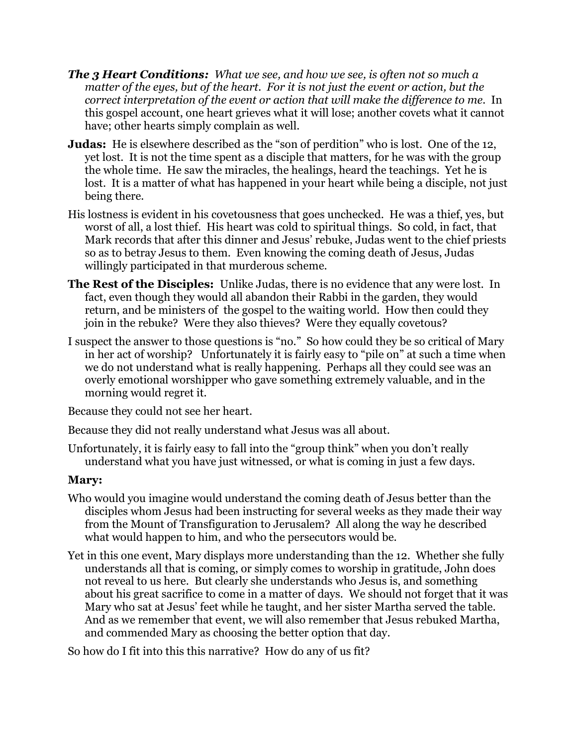**The 3 Heart Conditions:** *What we see, and how we see, is often not so much a matter of the eyes, but of the heart. For it is not just the event or action, but the correct interpretation of the event or action that will make the difference to me.* In this gospel account, one heart grieves what it will lose; another covets what it cannot have; other hearts simply complain as well.

**Judas:** He is elsewhere described as the "son of perdition" who is lost. One of the 12, yet lost. It is not the time spent as a disciple that matters, for he was with the group the whole time. He saw the miracles, the healings, heard the teachings. Yet he is lost. It is a matter of what has happened in your heart while being a disciple, not just being there.

His lostness is evident in his covetousness that goes unchecked. He was a thief, yes, but worst of all, a lost thief. His heart was cold to spiritual things. So cold, in fact, that Mark records that after this dinner and Jesus' rebuke, Judas went to the chief priests so as to betray Jesus to them. Even knowing the coming death of Jesus, Judas willingly participated in that murderous scheme.

**The Rest of the Disciples:** Unlike Judas, there is no evidence that any were lost. In fact, even though they would all abandon their Rabbi in the garden, they would return, and be ministers of the gospel to the waiting world. How then could they join in the rebuke? Were they also thieves? Were they equally covetous?

I suspect the answer to those questions is "no." So how could they be so critical of Mary in her act of worship? Unfortunately it is fairly easy to "pile on" at such a time when we do not understand what is really happening. Perhaps all they could see was an overly emotional worshipper who gave something extremely valuable, and in the morning would regret it.

Because they could not see her heart.

Because they did not really understand what Jesus was all about.

Unfortunately, it is fairly easy to fall into the "group think" when you don't really understand what you have just witnessed, or what is coming in just a few days.

**Mary:**

Who would you imagine would understand the coming death of Jesus better than the disciples whom Jesus had been instructing for several weeks as they made their way from the Mount of Transfiguration to Jerusalem? All along the way he described what would happen to him, and who the persecutors would be.

Yet in this one event, Mary displays more understanding than the 12. Whether she fully understands all that is coming, or simply comes to worship in gratitude, John does not reveal to us here. But clearly she understands who Jesus is, and something about his great sacrifice to come in a matter of days. We should not forget that it was Mary who sat at Jesus' feet while he taught, and her sister Martha served the table. And as we remember that event, we will also remember that Jesus rebuked Martha, and commended Mary as choosing the better option that day.

So how do I fit into this this narrative? How do any of us fit?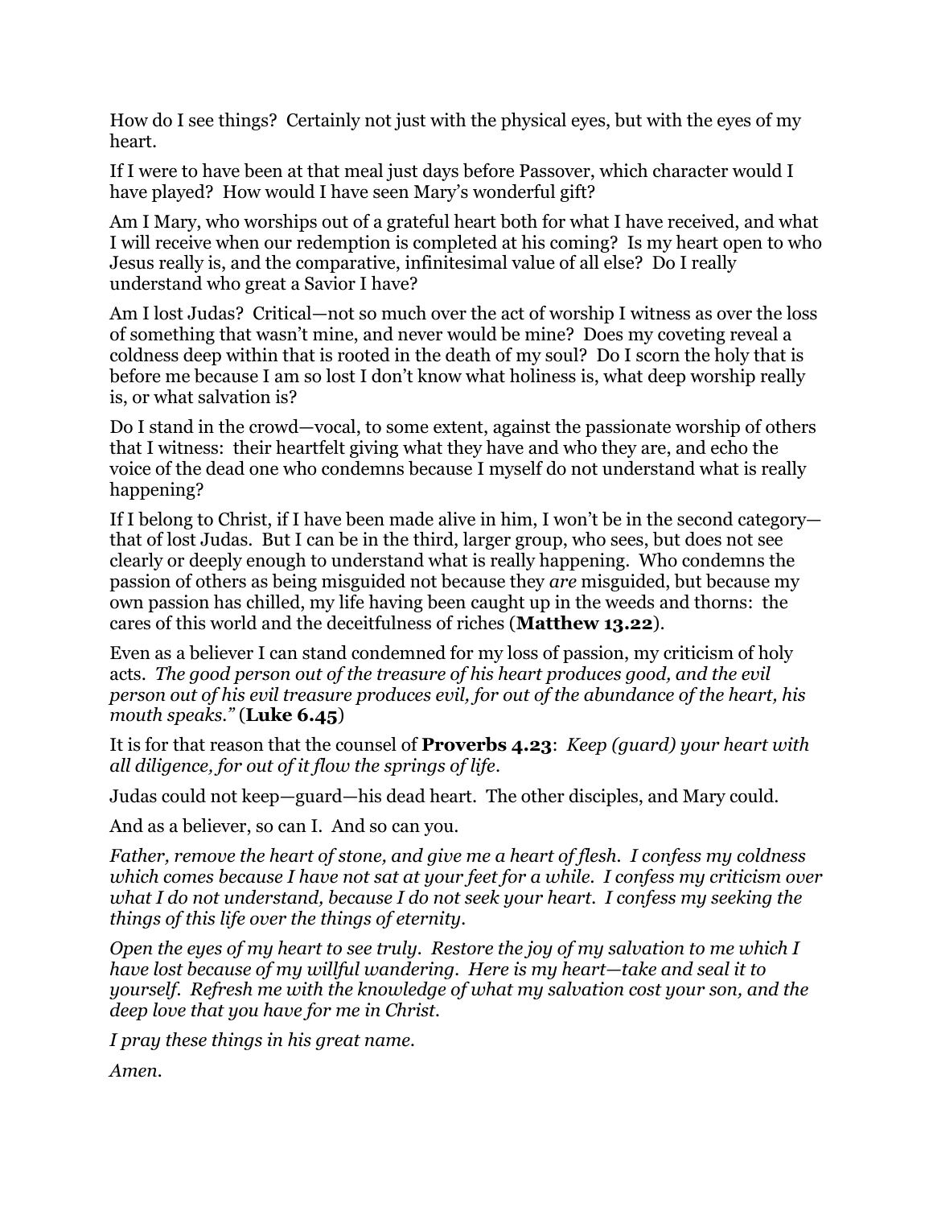How do I see things? Certainly not just with the physical eyes, but with the eyes of my heart.

If I were to have been at that meal just days before Passover, which character would I have played? How would I have seen Mary's wonderful gift?

Am I Mary, who worships out of a grateful heart both for what I have received, and what I will receive when our redemption is completed at his coming? Is my heart open to who Jesus really is, and the comparative, infinitesimal value of all else? Do I really understand who great a Savior I have?

Am I lost Judas? Critical—not so much over the act of worship I witness as over the loss of something that wasn't mine, and never would be mine? Does my coveting reveal a coldness deep within that is rooted in the death of my soul? Do I scorn the holy that is before me because I am so lost I don't know what holiness is, what deep worship really is, or what salvation is?

Do I stand in the crowd—vocal, to some extent, against the passionate worship of others that I witness: their heartfelt giving what they have and who they are, and echo the voice of the dead one who condemns because I myself do not understand what is really happening?

If I belong to Christ, if I have been made alive in him, I won't be in the second category—that of lost Judas. But I can be in the third, larger group, who sees, but does not see clearly or deeply enough to understand what is really happening. Who condemns the passion of others as being misguided not because they *are* misguided, but because my own passion has chilled, my life having been caught up in the weeds and thorns: the cares of this world and the deceitfulness of riches (**Matthew 13.22**).

Even as a believer I can stand condemned for my loss of passion, my criticism of holy acts. *The good person out of the treasure of his heart produces good, and the evil person out of his evil treasure produces evil, for out of the abundance of the heart, his mouth speaks."* (**Luke 6.45**)

It is for that reason that the counsel of **Proverbs 4.23**: *Keep (guard) your heart with all diligence, for out of it flow the springs of life.*

Judas could not keep—guard—his dead heart. The other disciples, and Mary could.

And as a believer, so can I. And so can you.

*Father, remove the heart of stone, and give me a heart of flesh. I confess my coldness which comes because I have not sat at your feet for a while. I confess my criticism over what I do not understand, because I do not seek your heart. I confess my seeking the things of this life over the things of eternity.*

*Open the eyes of my heart to see truly. Restore the joy of my salvation to me which I have lost because of my willful wandering. Here is my heart—take and seal it to yourself. Refresh me with the knowledge of what my salvation cost your son, and the deep love that you have for me in Christ.*

*I pray these things in his great name.*

*Amen.*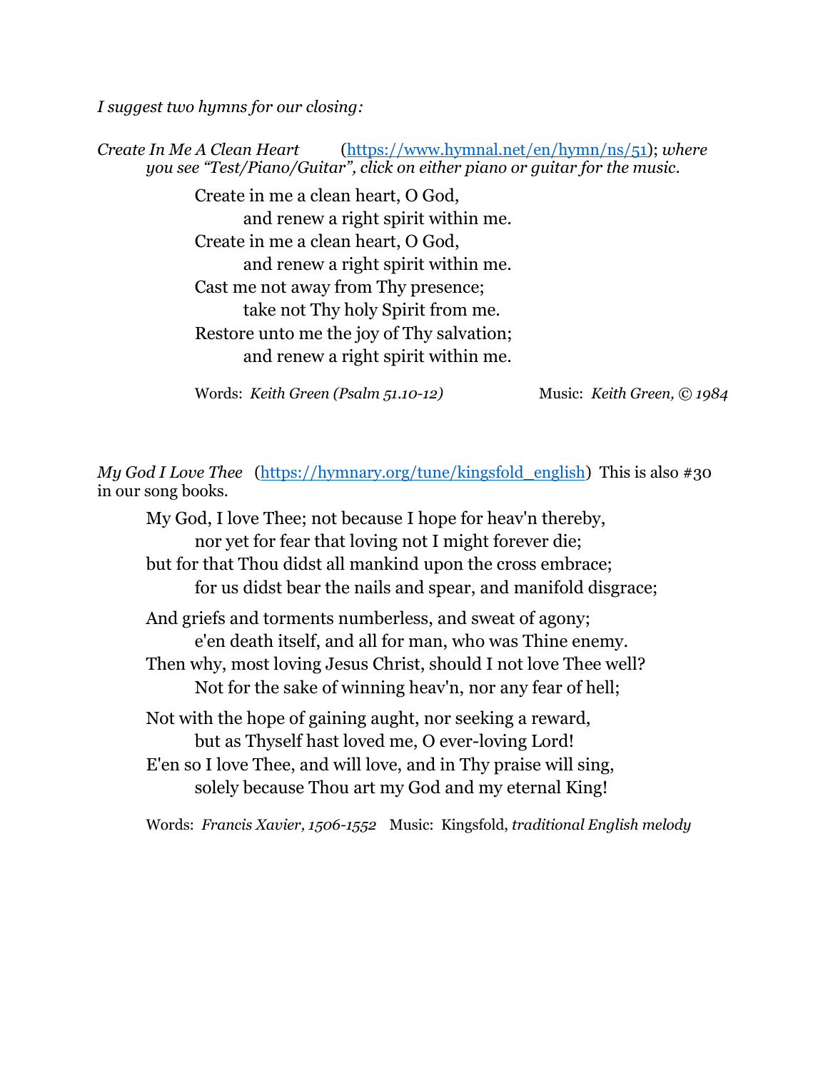*I suggest two hymns for our closing:*

*Create In Me A Clean Heart* (https://www.hymnal.net/en/hymn/ns/51); *where you see "Test/Piano/Guitar", click on either piano or guitar for the music.*

Create in me a clean heart, O God,
  and renew a right spirit within me.
Create in me a clean heart, O God,
  and renew a right spirit within me.
Cast me not away from Thy presence;
  take not Thy holy Spirit from me.
Restore unto me the joy of Thy salvation;
  and renew a right spirit within me.

Words: *Keith Green (Psalm 51.10-12)*   Music: *Keith Green, © 1984*

*My God I Love Thee* (https://hymnary.org/tune/kingsfold_english) This is also #30 in our song books.

My God, I love Thee; not because I hope for heav'n thereby,
  nor yet for fear that loving not I might forever die;
but for that Thou didst all mankind upon the cross embrace;
  for us didst bear the nails and spear, and manifold disgrace;

And griefs and torments numberless, and sweat of agony;
  e'en death itself, and all for man, who was Thine enemy.
Then why, most loving Jesus Christ, should I not love Thee well?
  Not for the sake of winning heav'n, nor any fear of hell;

Not with the hope of gaining aught, nor seeking a reward,
  but as Thyself hast loved me, O ever-loving Lord!
E'en so I love Thee, and will love, and in Thy praise will sing,
  solely because Thou art my God and my eternal King!

Words: *Francis Xavier, 1506-1552*   Music: Kingsfold, *traditional English melody*